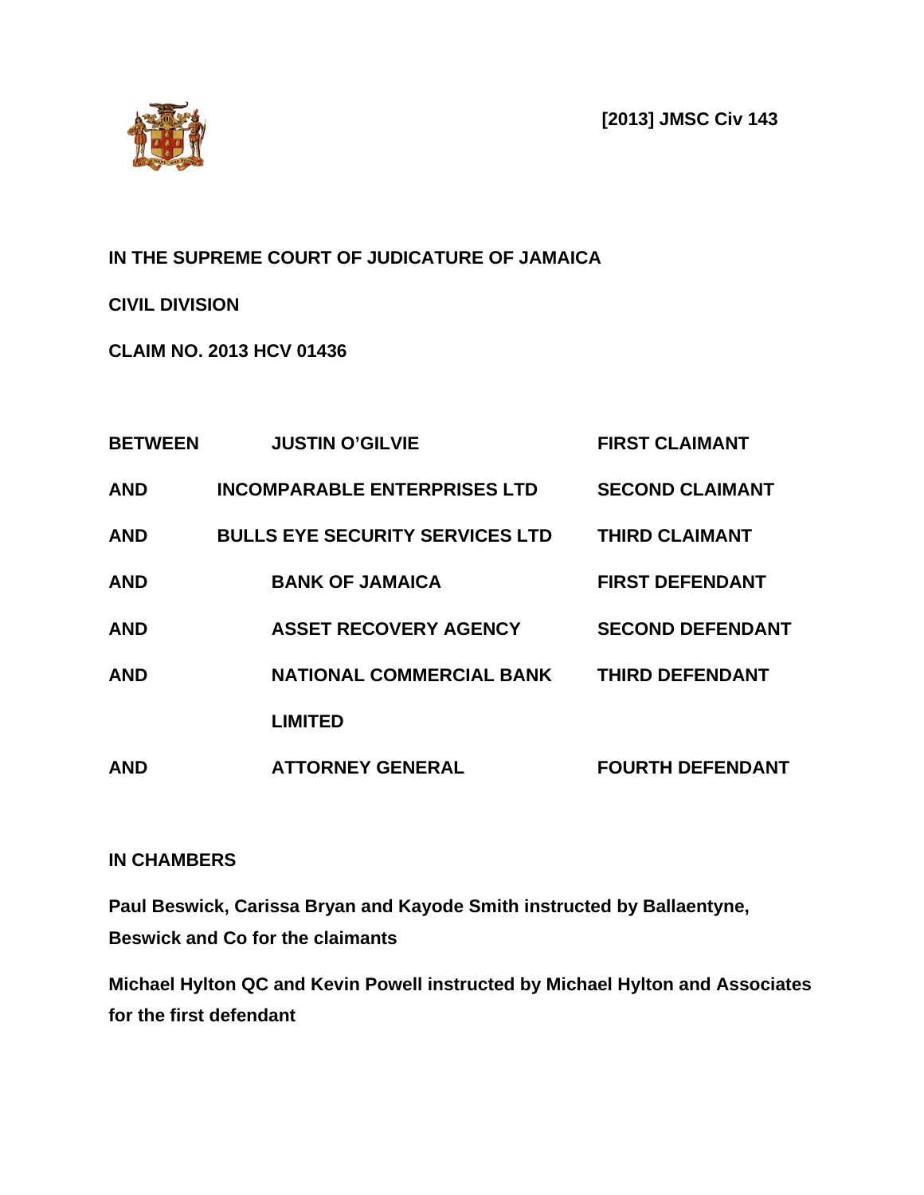**[2013] JMSC Civ 143**

**IN THE SUPREME COURT OF JUDICATURE OF JAMAICA**

**CIVIL DIVISION**

**CLAIM NO. 2013 HCV 01436**

| | | |
|---|---|---|
| **BETWEEN** | **JUSTIN O'GILVIE** | **FIRST CLAIMANT** |
| **AND** | **INCOMPARABLE ENTERPRISES LTD** | **SECOND CLAIMANT** |
| **AND** | **BULLS EYE SECURITY SERVICES LTD** | **THIRD CLAIMANT** |
| **AND** | **BANK OF JAMAICA** | **FIRST DEFENDANT** |
| **AND** | **ASSET RECOVERY AGENCY** | **SECOND DEFENDANT** |
| **AND** | **NATIONAL COMMERCIAL BANK LIMITED** | **THIRD DEFENDANT** |
| **AND** | **ATTORNEY GENERAL** | **FOURTH DEFENDANT** |

**IN CHAMBERS**

**Paul Beswick, Carissa Bryan and Kayode Smith instructed by Ballaentyne, Beswick and Co for the claimants**

**Michael Hylton QC and Kevin Powell instructed by Michael Hylton and Associates for the first defendant**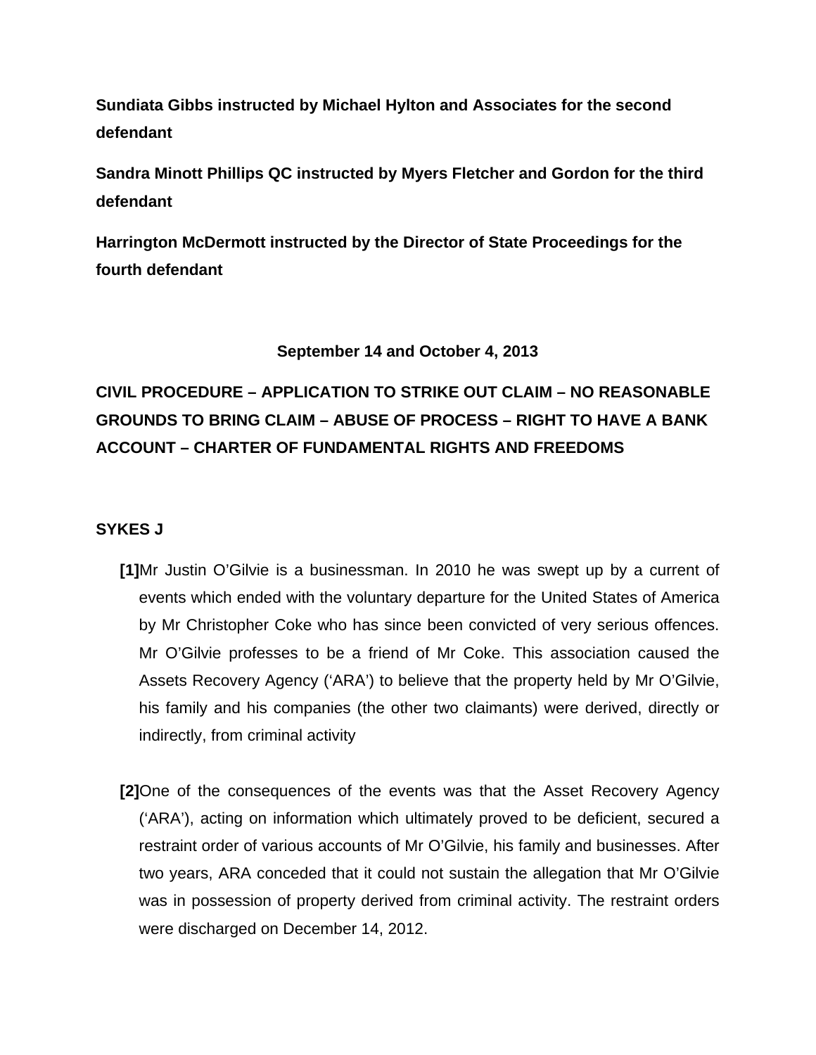**Sundiata Gibbs instructed by Michael Hylton and Associates for the second defendant**

**Sandra Minott Phillips QC instructed by Myers Fletcher and Gordon for the third defendant**

**Harrington McDermott instructed by the Director of State Proceedings for the fourth defendant**

**September 14 and October 4, 2013**

**CIVIL PROCEDURE – APPLICATION TO STRIKE OUT CLAIM – NO REASONABLE GROUNDS TO BRING CLAIM – ABUSE OF PROCESS – RIGHT TO HAVE A BANK ACCOUNT – CHARTER OF FUNDAMENTAL RIGHTS AND FREEDOMS**

**SYKES J**

**[1]** Mr Justin O'Gilvie is a businessman. In 2010 he was swept up by a current of events which ended with the voluntary departure for the United States of America by Mr Christopher Coke who has since been convicted of very serious offences. Mr O'Gilvie professes to be a friend of Mr Coke. This association caused the Assets Recovery Agency ('ARA') to believe that the property held by Mr O'Gilvie, his family and his companies (the other two claimants) were derived, directly or indirectly, from criminal activity

**[2]** One of the consequences of the events was that the Asset Recovery Agency ('ARA'), acting on information which ultimately proved to be deficient, secured a restraint order of various accounts of Mr O'Gilvie, his family and businesses. After two years, ARA conceded that it could not sustain the allegation that Mr O'Gilvie was in possession of property derived from criminal activity. The restraint orders were discharged on December 14, 2012.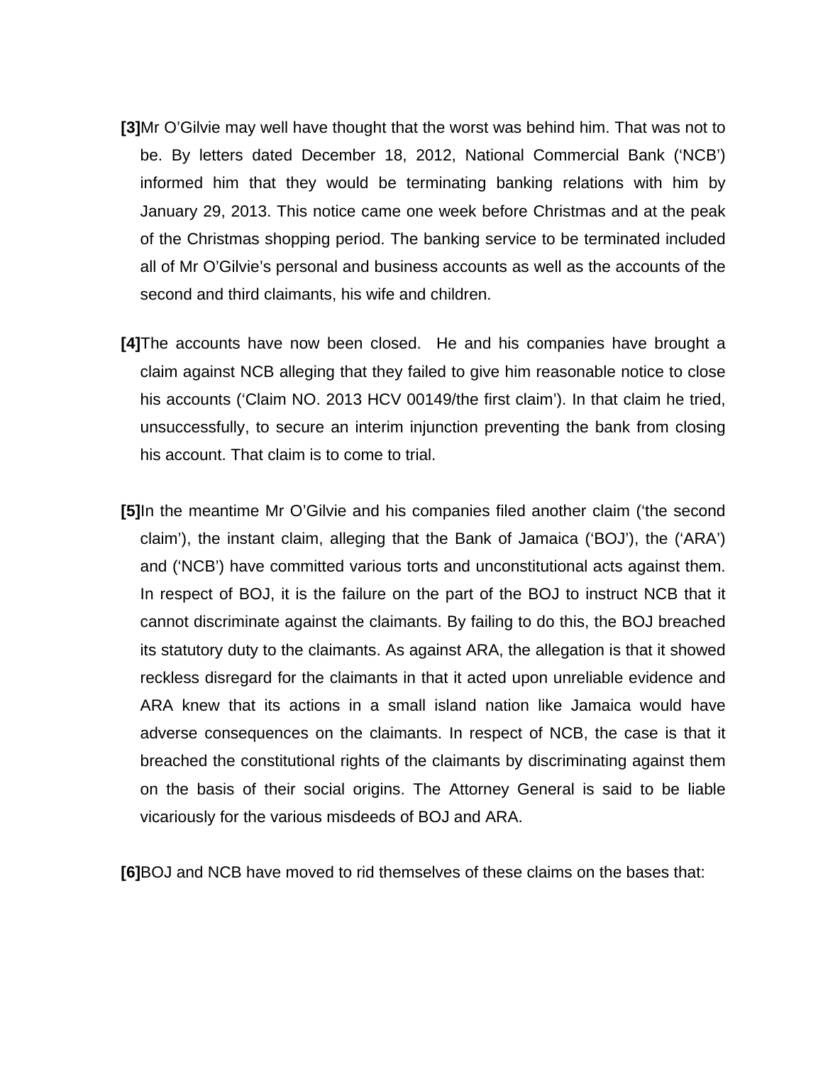**[3]**Mr O'Gilvie may well have thought that the worst was behind him. That was not to be. By letters dated December 18, 2012, National Commercial Bank ('NCB') informed him that they would be terminating banking relations with him by January 29, 2013. This notice came one week before Christmas and at the peak of the Christmas shopping period. The banking service to be terminated included all of Mr O'Gilvie's personal and business accounts as well as the accounts of the second and third claimants, his wife and children.

**[4]**The accounts have now been closed. He and his companies have brought a claim against NCB alleging that they failed to give him reasonable notice to close his accounts ('Claim NO. 2013 HCV 00149/the first claim'). In that claim he tried, unsuccessfully, to secure an interim injunction preventing the bank from closing his account. That claim is to come to trial.

**[5]**In the meantime Mr O'Gilvie and his companies filed another claim ('the second claim'), the instant claim, alleging that the Bank of Jamaica ('BOJ'), the ('ARA') and ('NCB') have committed various torts and unconstitutional acts against them. In respect of BOJ, it is the failure on the part of the BOJ to instruct NCB that it cannot discriminate against the claimants. By failing to do this, the BOJ breached its statutory duty to the claimants. As against ARA, the allegation is that it showed reckless disregard for the claimants in that it acted upon unreliable evidence and ARA knew that its actions in a small island nation like Jamaica would have adverse consequences on the claimants. In respect of NCB, the case is that it breached the constitutional rights of the claimants by discriminating against them on the basis of their social origins. The Attorney General is said to be liable vicariously for the various misdeeds of BOJ and ARA.

**[6]**BOJ and NCB have moved to rid themselves of these claims on the bases that: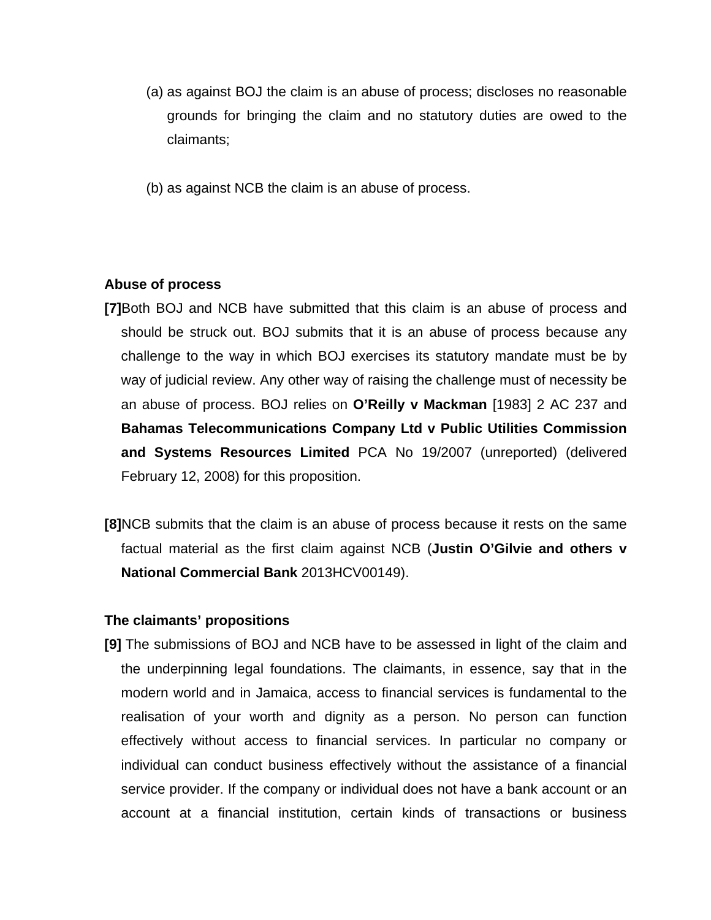(a) as against BOJ the claim is an abuse of process; discloses no reasonable grounds for bringing the claim and no statutory duties are owed to the claimants;

(b) as against NCB the claim is an abuse of process.

**Abuse of process**

**[7]**Both BOJ and NCB have submitted that this claim is an abuse of process and should be struck out. BOJ submits that it is an abuse of process because any challenge to the way in which BOJ exercises its statutory mandate must be by way of judicial review. Any other way of raising the challenge must of necessity be an abuse of process. BOJ relies on **O'Reilly v Mackman** [1983] 2 AC 237 and **Bahamas Telecommunications Company Ltd v Public Utilities Commission and Systems Resources Limited** PCA No 19/2007 (unreported) (delivered February 12, 2008) for this proposition.

**[8]**NCB submits that the claim is an abuse of process because it rests on the same factual material as the first claim against NCB (**Justin O'Gilvie and others v National Commercial Bank** 2013HCV00149).

**The claimants' propositions**

**[9]** The submissions of BOJ and NCB have to be assessed in light of the claim and the underpinning legal foundations. The claimants, in essence, say that in the modern world and in Jamaica, access to financial services is fundamental to the realisation of your worth and dignity as a person. No person can function effectively without access to financial services. In particular no company or individual can conduct business effectively without the assistance of a financial service provider. If the company or individual does not have a bank account or an account at a financial institution, certain kinds of transactions or business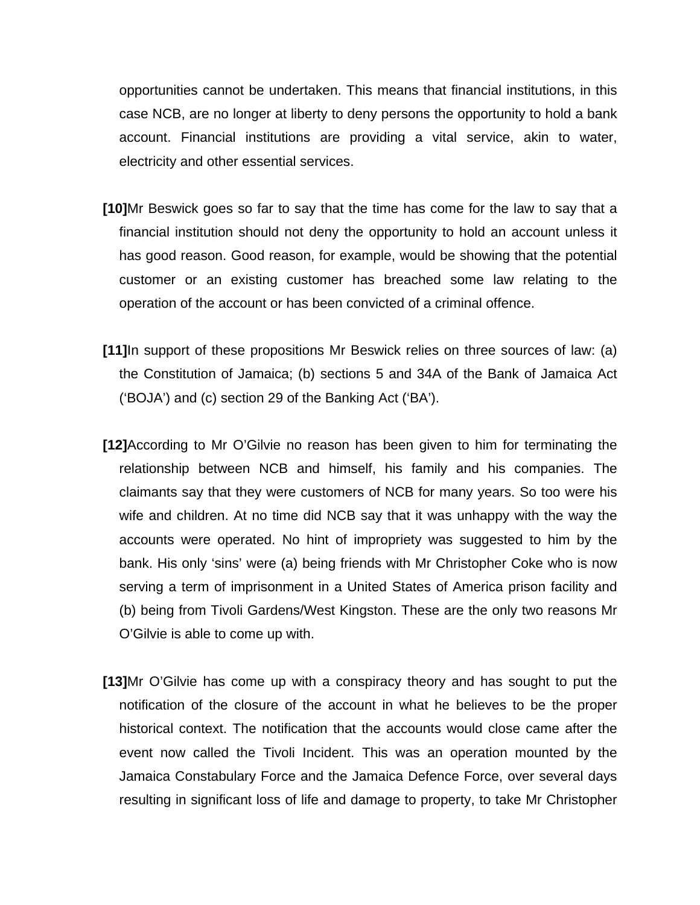opportunities cannot be undertaken. This means that financial institutions, in this case NCB, are no longer at liberty to deny persons the opportunity to hold a bank account. Financial institutions are providing a vital service, akin to water, electricity and other essential services.

**[10]**Mr Beswick goes so far to say that the time has come for the law to say that a financial institution should not deny the opportunity to hold an account unless it has good reason. Good reason, for example, would be showing that the potential customer or an existing customer has breached some law relating to the operation of the account or has been convicted of a criminal offence.

**[11]**In support of these propositions Mr Beswick relies on three sources of law: (a) the Constitution of Jamaica; (b) sections 5 and 34A of the Bank of Jamaica Act ('BOJA') and (c) section 29 of the Banking Act ('BA').

**[12]**According to Mr O'Gilvie no reason has been given to him for terminating the relationship between NCB and himself, his family and his companies. The claimants say that they were customers of NCB for many years. So too were his wife and children. At no time did NCB say that it was unhappy with the way the accounts were operated. No hint of impropriety was suggested to him by the bank. His only 'sins' were (a) being friends with Mr Christopher Coke who is now serving a term of imprisonment in a United States of America prison facility and (b) being from Tivoli Gardens/West Kingston. These are the only two reasons Mr O'Gilvie is able to come up with.

**[13]**Mr O'Gilvie has come up with a conspiracy theory and has sought to put the notification of the closure of the account in what he believes to be the proper historical context. The notification that the accounts would close came after the event now called the Tivoli Incident. This was an operation mounted by the Jamaica Constabulary Force and the Jamaica Defence Force, over several days resulting in significant loss of life and damage to property, to take Mr Christopher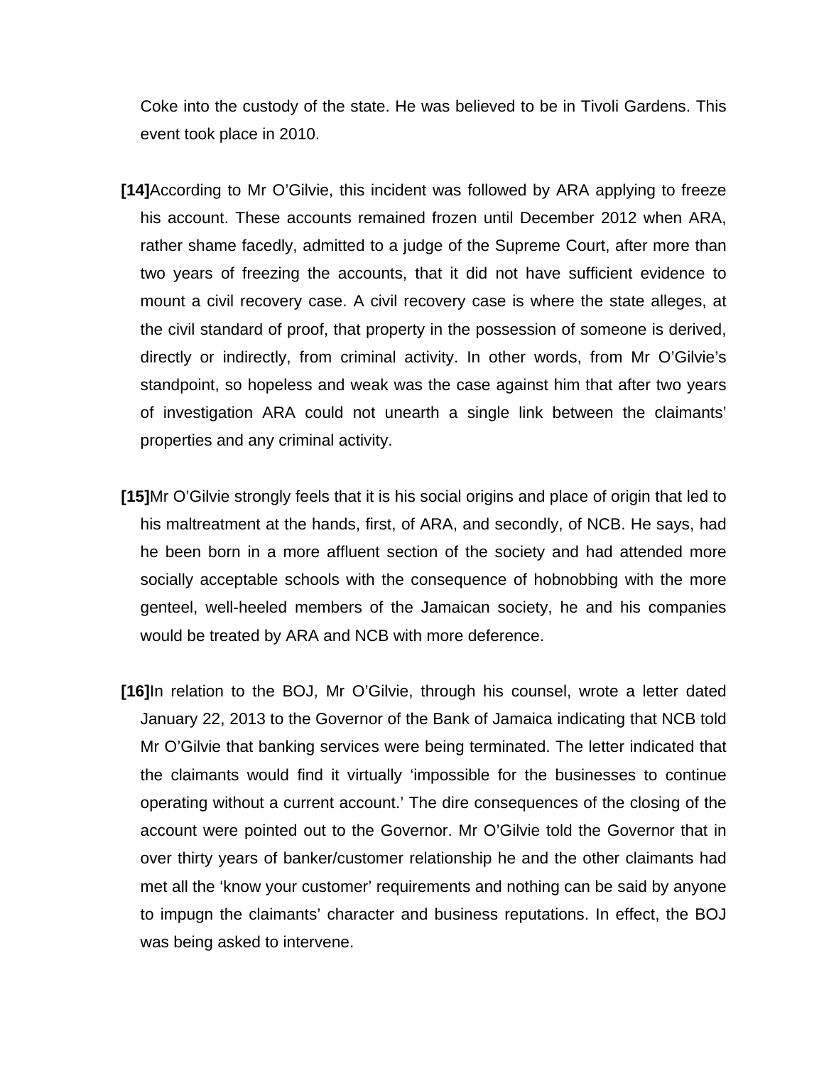Coke into the custody of the state. He was believed to be in Tivoli Gardens. This event took place in 2010.

**[14]** According to Mr O'Gilvie, this incident was followed by ARA applying to freeze his account. These accounts remained frozen until December 2012 when ARA, rather shame facedly, admitted to a judge of the Supreme Court, after more than two years of freezing the accounts, that it did not have sufficient evidence to mount a civil recovery case. A civil recovery case is where the state alleges, at the civil standard of proof, that property in the possession of someone is derived, directly or indirectly, from criminal activity. In other words, from Mr O'Gilvie's standpoint, so hopeless and weak was the case against him that after two years of investigation ARA could not unearth a single link between the claimants' properties and any criminal activity.

**[15]** Mr O'Gilvie strongly feels that it is his social origins and place of origin that led to his maltreatment at the hands, first, of ARA, and secondly, of NCB. He says, had he been born in a more affluent section of the society and had attended more socially acceptable schools with the consequence of hobnobbing with the more genteel, well-heeled members of the Jamaican society, he and his companies would be treated by ARA and NCB with more deference.

**[16]** In relation to the BOJ, Mr O'Gilvie, through his counsel, wrote a letter dated January 22, 2013 to the Governor of the Bank of Jamaica indicating that NCB told Mr O'Gilvie that banking services were being terminated. The letter indicated that the claimants would find it virtually 'impossible for the businesses to continue operating without a current account.' The dire consequences of the closing of the account were pointed out to the Governor. Mr O'Gilvie told the Governor that in over thirty years of banker/customer relationship he and the other claimants had met all the 'know your customer' requirements and nothing can be said by anyone to impugn the claimants' character and business reputations. In effect, the BOJ was being asked to intervene.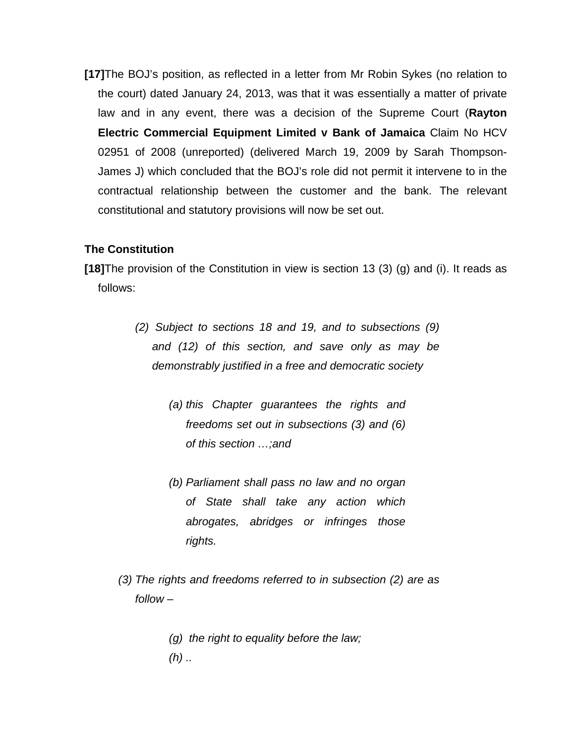**[17]**The BOJ's position, as reflected in a letter from Mr Robin Sykes (no relation to the court) dated January 24, 2013, was that it was essentially a matter of private law and in any event, there was a decision of the Supreme Court (**Rayton Electric Commercial Equipment Limited v Bank of Jamaica** Claim No HCV 02951 of 2008 (unreported) (delivered March 19, 2009 by Sarah Thompson-James J) which concluded that the BOJ's role did not permit it intervene to in the contractual relationship between the customer and the bank. The relevant constitutional and statutory provisions will now be set out.

**The Constitution**

**[18]**The provision of the Constitution in view is section 13 (3) (g) and (i). It reads as follows:

> *(2) Subject to sections 18 and 19, and to subsections (9) and (12) of this section, and save only as may be demonstrably justified in a free and democratic society*
>
> > *(a) this Chapter guarantees the rights and freedoms set out in subsections (3) and (6) of this section …;and*
> >
> > *(b) Parliament shall pass no law and no organ of State shall take any action which abrogates, abridges or infringes those rights.*
>
> *(3) The rights and freedoms referred to in subsection (2) are as follow –*
>
> > *(g) the right to equality before the law;*
> >
> > *(h) ..*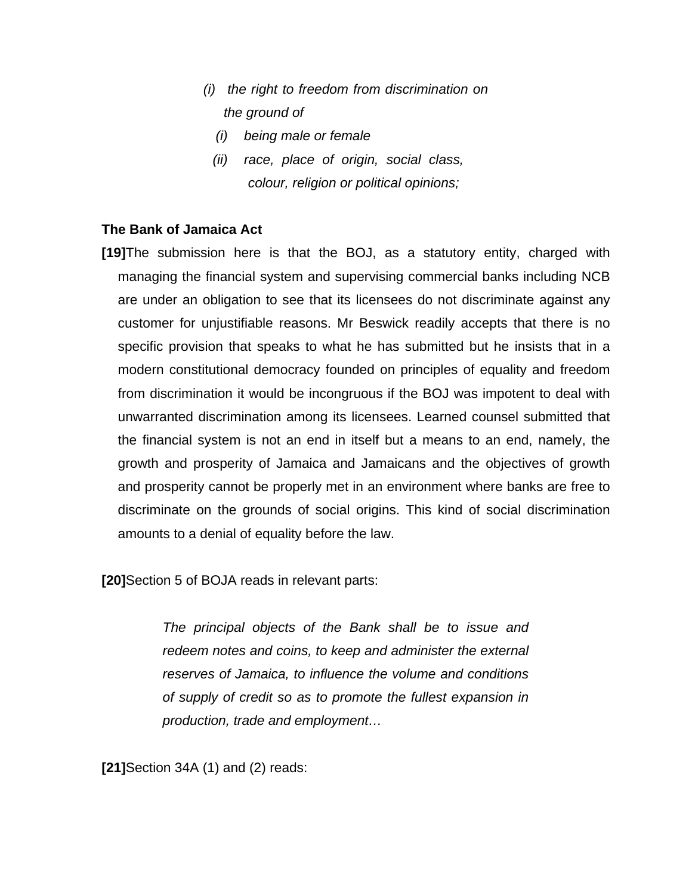> *(i) the right to freedom from discrimination on the ground of*
>
> *(i) being male or female*
>
> *(ii) race, place of origin, social class, colour, religion or political opinions;*

**The Bank of Jamaica Act**

**[19]**The submission here is that the BOJ, as a statutory entity, charged with managing the financial system and supervising commercial banks including NCB are under an obligation to see that its licensees do not discriminate against any customer for unjustifiable reasons. Mr Beswick readily accepts that there is no specific provision that speaks to what he has submitted but he insists that in a modern constitutional democracy founded on principles of equality and freedom from discrimination it would be incongruous if the BOJ was impotent to deal with unwarranted discrimination among its licensees. Learned counsel submitted that the financial system is not an end in itself but a means to an end, namely, the growth and prosperity of Jamaica and Jamaicans and the objectives of growth and prosperity cannot be properly met in an environment where banks are free to discriminate on the grounds of social origins. This kind of social discrimination amounts to a denial of equality before the law.

**[20]**Section 5 of BOJA reads in relevant parts:

> *The principal objects of the Bank shall be to issue and redeem notes and coins, to keep and administer the external reserves of Jamaica, to influence the volume and conditions of supply of credit so as to promote the fullest expansion in production, trade and employment…*

**[21]**Section 34A (1) and (2) reads: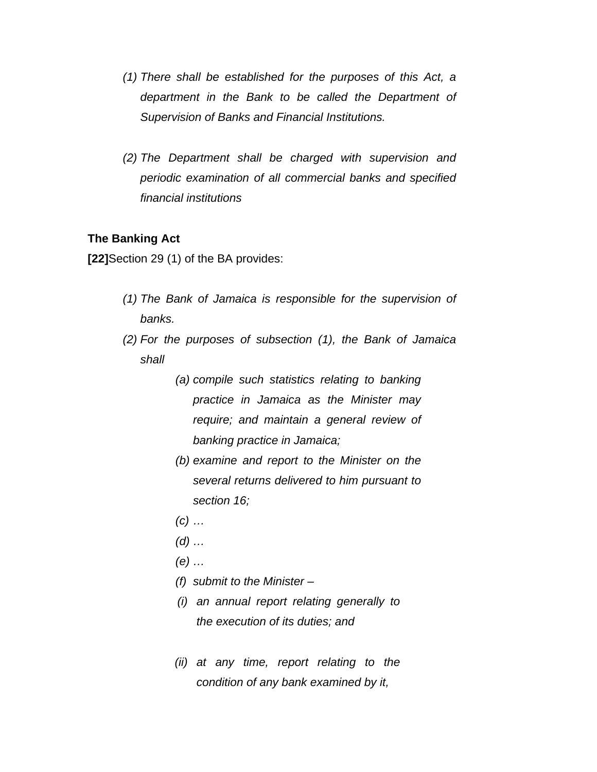*(1) There shall be established for the purposes of this Act, a department in the Bank to be called the Department of Supervision of Banks and Financial Institutions.*

*(2) The Department shall be charged with supervision and periodic examination of all commercial banks and specified financial institutions*

**The Banking Act**

**[22]**Section 29 (1) of the BA provides:

*(1) The Bank of Jamaica is responsible for the supervision of banks.*

*(2) For the purposes of subsection (1), the Bank of Jamaica shall*

> *(a) compile such statistics relating to banking practice in Jamaica as the Minister may require; and maintain a general review of banking practice in Jamaica;*
>
> *(b) examine and report to the Minister on the several returns delivered to him pursuant to section 16;*
>
> *(c) …*
>
> *(d) …*
>
> *(e) …*
>
> *(f) submit to the Minister –*
>
> *(i) an annual report relating generally to the execution of its duties; and*
>
> *(ii) at any time, report relating to the condition of any bank examined by it,*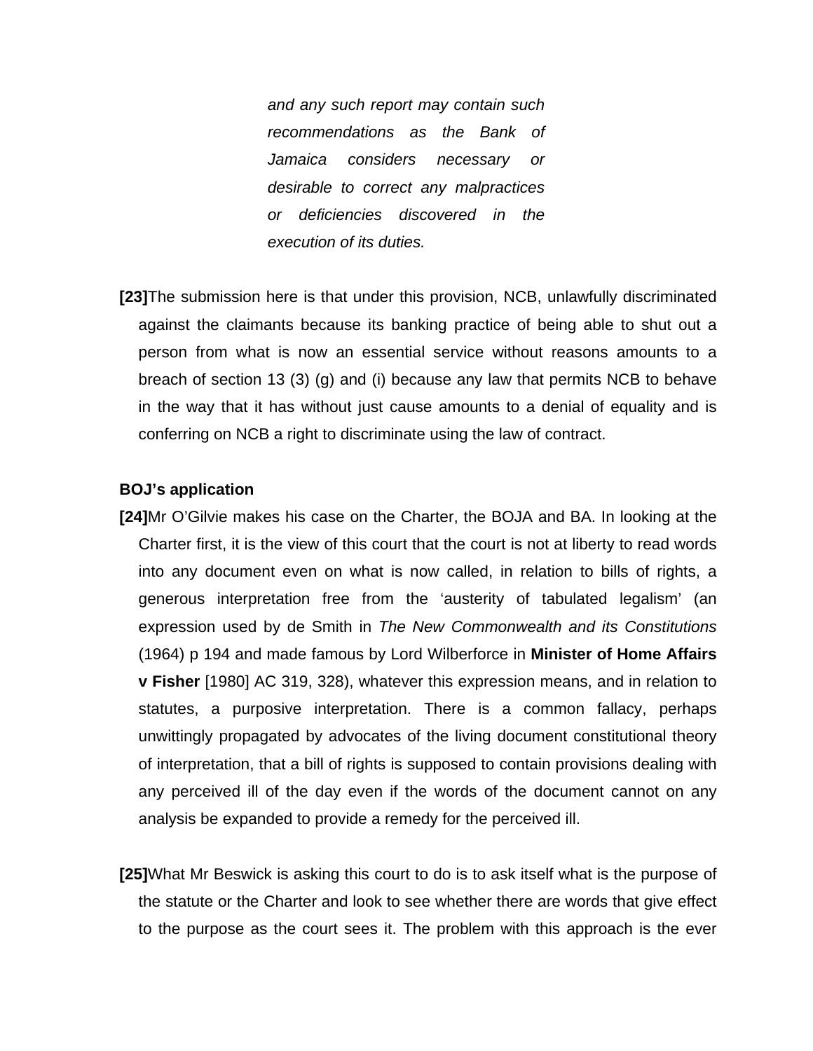> *and any such report may contain such recommendations as the Bank of Jamaica considers necessary or desirable to correct any malpractices or deficiencies discovered in the execution of its duties.*

**[23]**The submission here is that under this provision, NCB, unlawfully discriminated against the claimants because its banking practice of being able to shut out a person from what is now an essential service without reasons amounts to a breach of section 13 (3) (g) and (i) because any law that permits NCB to behave in the way that it has without just cause amounts to a denial of equality and is conferring on NCB a right to discriminate using the law of contract.

**BOJ's application**

**[24]**Mr O'Gilvie makes his case on the Charter, the BOJA and BA. In looking at the Charter first, it is the view of this court that the court is not at liberty to read words into any document even on what is now called, in relation to bills of rights, a generous interpretation free from the 'austerity of tabulated legalism' (an expression used by de Smith in *The New Commonwealth and its Constitutions* (1964) p 194 and made famous by Lord Wilberforce in **Minister of Home Affairs v Fisher** [1980] AC 319, 328), whatever this expression means, and in relation to statutes, a purposive interpretation. There is a common fallacy, perhaps unwittingly propagated by advocates of the living document constitutional theory of interpretation, that a bill of rights is supposed to contain provisions dealing with any perceived ill of the day even if the words of the document cannot on any analysis be expanded to provide a remedy for the perceived ill.

**[25]**What Mr Beswick is asking this court to do is to ask itself what is the purpose of the statute or the Charter and look to see whether there are words that give effect to the purpose as the court sees it. The problem with this approach is the ever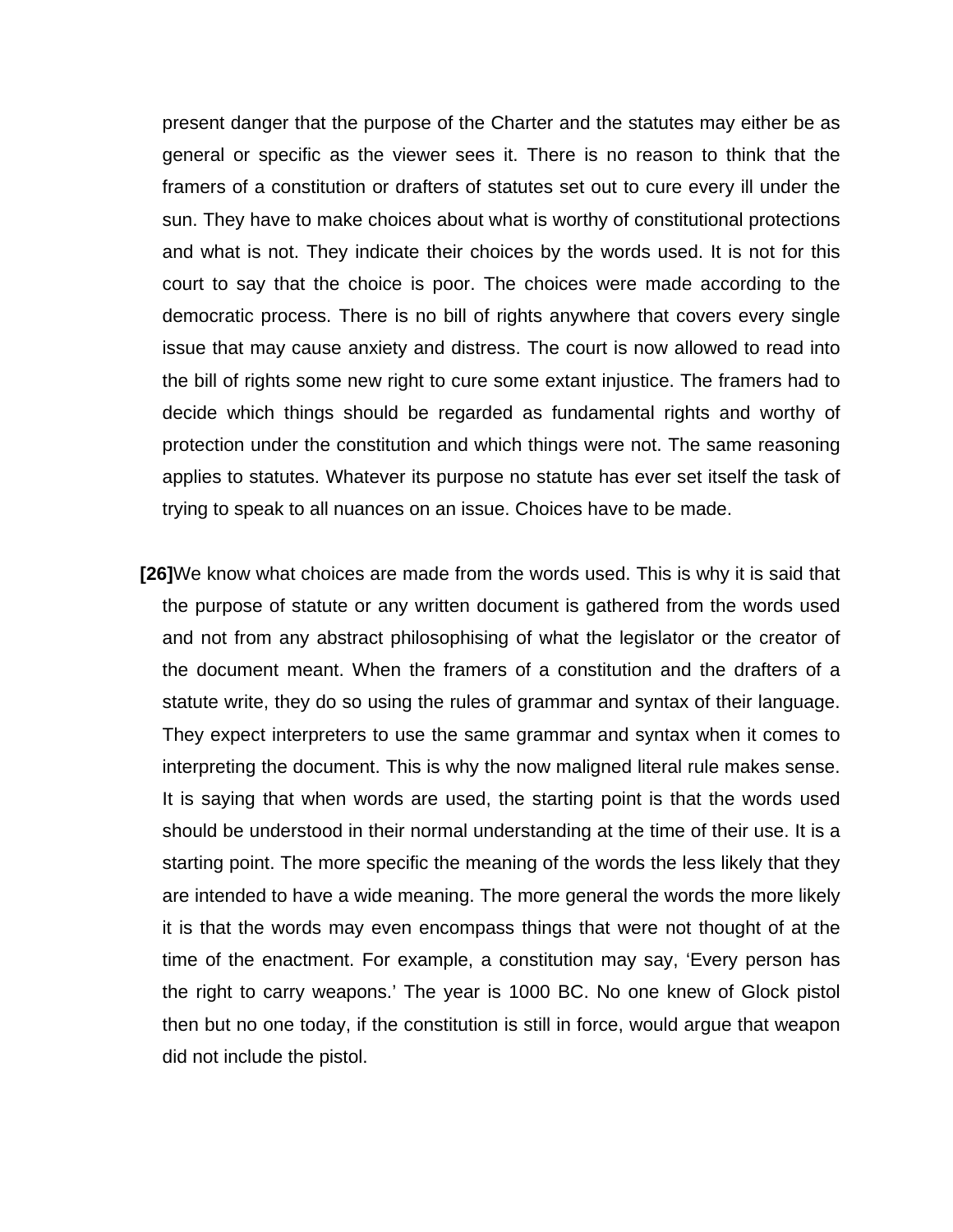present danger that the purpose of the Charter and the statutes may either be as general or specific as the viewer sees it. There is no reason to think that the framers of a constitution or drafters of statutes set out to cure every ill under the sun. They have to make choices about what is worthy of constitutional protections and what is not. They indicate their choices by the words used. It is not for this court to say that the choice is poor. The choices were made according to the democratic process. There is no bill of rights anywhere that covers every single issue that may cause anxiety and distress. The court is now allowed to read into the bill of rights some new right to cure some extant injustice. The framers had to decide which things should be regarded as fundamental rights and worthy of protection under the constitution and which things were not. The same reasoning applies to statutes. Whatever its purpose no statute has ever set itself the task of trying to speak to all nuances on an issue. Choices have to be made.

**[26]**We know what choices are made from the words used. This is why it is said that the purpose of statute or any written document is gathered from the words used and not from any abstract philosophising of what the legislator or the creator of the document meant. When the framers of a constitution and the drafters of a statute write, they do so using the rules of grammar and syntax of their language. They expect interpreters to use the same grammar and syntax when it comes to interpreting the document. This is why the now maligned literal rule makes sense. It is saying that when words are used, the starting point is that the words used should be understood in their normal understanding at the time of their use. It is a starting point. The more specific the meaning of the words the less likely that they are intended to have a wide meaning. The more general the words the more likely it is that the words may even encompass things that were not thought of at the time of the enactment. For example, a constitution may say, 'Every person has the right to carry weapons.' The year is 1000 BC. No one knew of Glock pistol then but no one today, if the constitution is still in force, would argue that weapon did not include the pistol.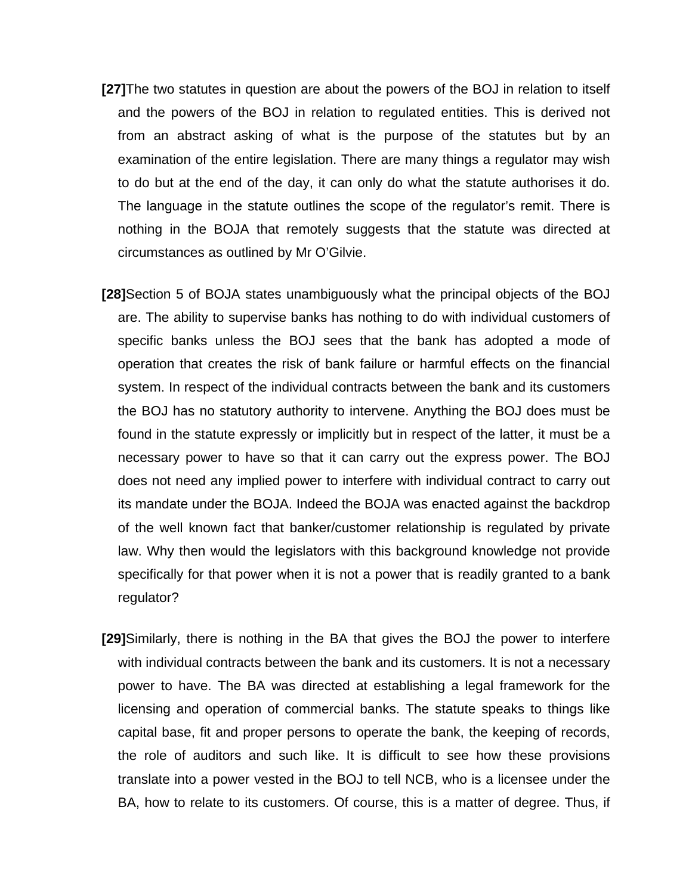**[27]**The two statutes in question are about the powers of the BOJ in relation to itself and the powers of the BOJ in relation to regulated entities. This is derived not from an abstract asking of what is the purpose of the statutes but by an examination of the entire legislation. There are many things a regulator may wish to do but at the end of the day, it can only do what the statute authorises it do. The language in the statute outlines the scope of the regulator's remit. There is nothing in the BOJA that remotely suggests that the statute was directed at circumstances as outlined by Mr O'Gilvie.

**[28]**Section 5 of BOJA states unambiguously what the principal objects of the BOJ are. The ability to supervise banks has nothing to do with individual customers of specific banks unless the BOJ sees that the bank has adopted a mode of operation that creates the risk of bank failure or harmful effects on the financial system. In respect of the individual contracts between the bank and its customers the BOJ has no statutory authority to intervene. Anything the BOJ does must be found in the statute expressly or implicitly but in respect of the latter, it must be a necessary power to have so that it can carry out the express power. The BOJ does not need any implied power to interfere with individual contract to carry out its mandate under the BOJA. Indeed the BOJA was enacted against the backdrop of the well known fact that banker/customer relationship is regulated by private law. Why then would the legislators with this background knowledge not provide specifically for that power when it is not a power that is readily granted to a bank regulator?

**[29]**Similarly, there is nothing in the BA that gives the BOJ the power to interfere with individual contracts between the bank and its customers. It is not a necessary power to have. The BA was directed at establishing a legal framework for the licensing and operation of commercial banks. The statute speaks to things like capital base, fit and proper persons to operate the bank, the keeping of records, the role of auditors and such like. It is difficult to see how these provisions translate into a power vested in the BOJ to tell NCB, who is a licensee under the BA, how to relate to its customers. Of course, this is a matter of degree. Thus, if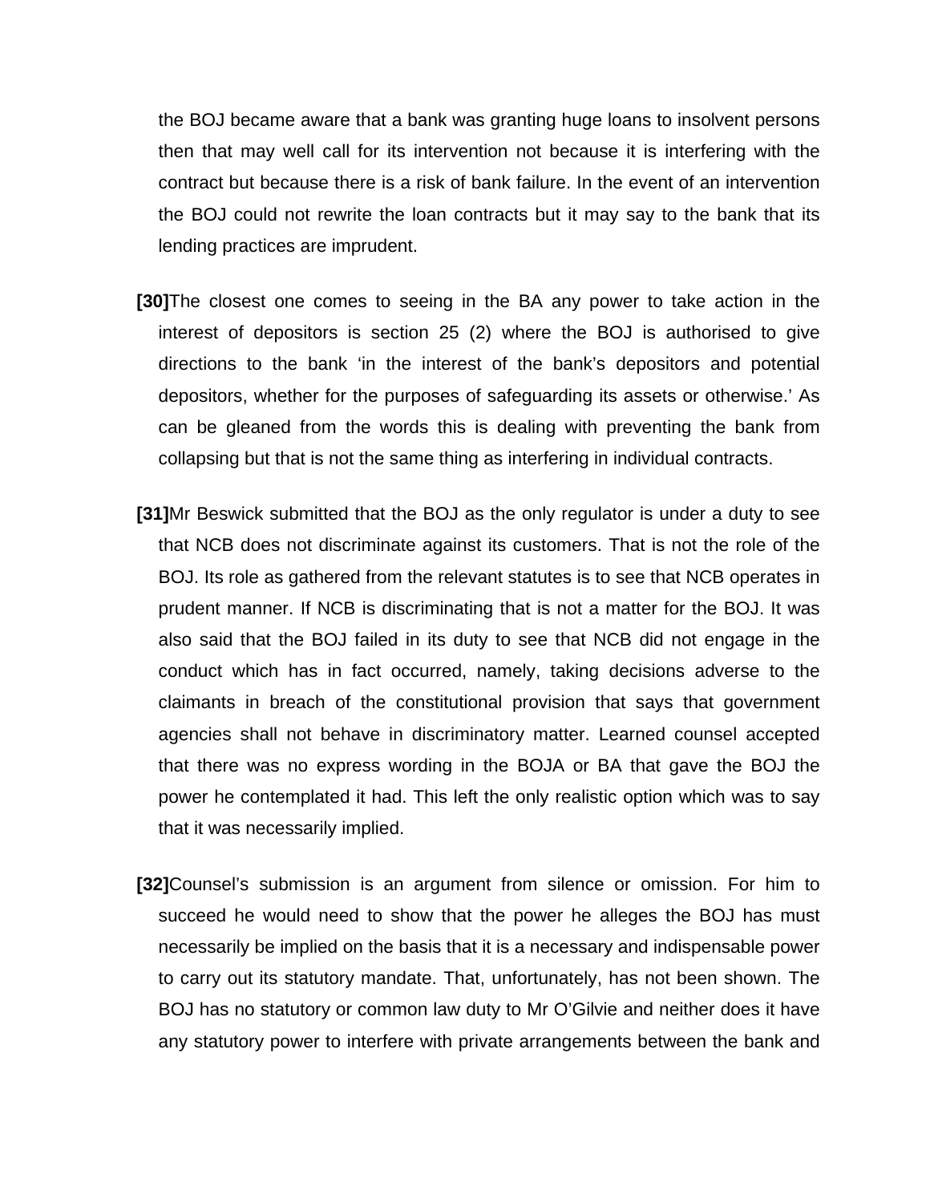the BOJ became aware that a bank was granting huge loans to insolvent persons then that may well call for its intervention not because it is interfering with the contract but because there is a risk of bank failure. In the event of an intervention the BOJ could not rewrite the loan contracts but it may say to the bank that its lending practices are imprudent.

**[30]**The closest one comes to seeing in the BA any power to take action in the interest of depositors is section 25 (2) where the BOJ is authorised to give directions to the bank 'in the interest of the bank's depositors and potential depositors, whether for the purposes of safeguarding its assets or otherwise.' As can be gleaned from the words this is dealing with preventing the bank from collapsing but that is not the same thing as interfering in individual contracts.

**[31]**Mr Beswick submitted that the BOJ as the only regulator is under a duty to see that NCB does not discriminate against its customers. That is not the role of the BOJ. Its role as gathered from the relevant statutes is to see that NCB operates in prudent manner. If NCB is discriminating that is not a matter for the BOJ. It was also said that the BOJ failed in its duty to see that NCB did not engage in the conduct which has in fact occurred, namely, taking decisions adverse to the claimants in breach of the constitutional provision that says that government agencies shall not behave in discriminatory matter. Learned counsel accepted that there was no express wording in the BOJA or BA that gave the BOJ the power he contemplated it had. This left the only realistic option which was to say that it was necessarily implied.

**[32]**Counsel's submission is an argument from silence or omission. For him to succeed he would need to show that the power he alleges the BOJ has must necessarily be implied on the basis that it is a necessary and indispensable power to carry out its statutory mandate. That, unfortunately, has not been shown. The BOJ has no statutory or common law duty to Mr O'Gilvie and neither does it have any statutory power to interfere with private arrangements between the bank and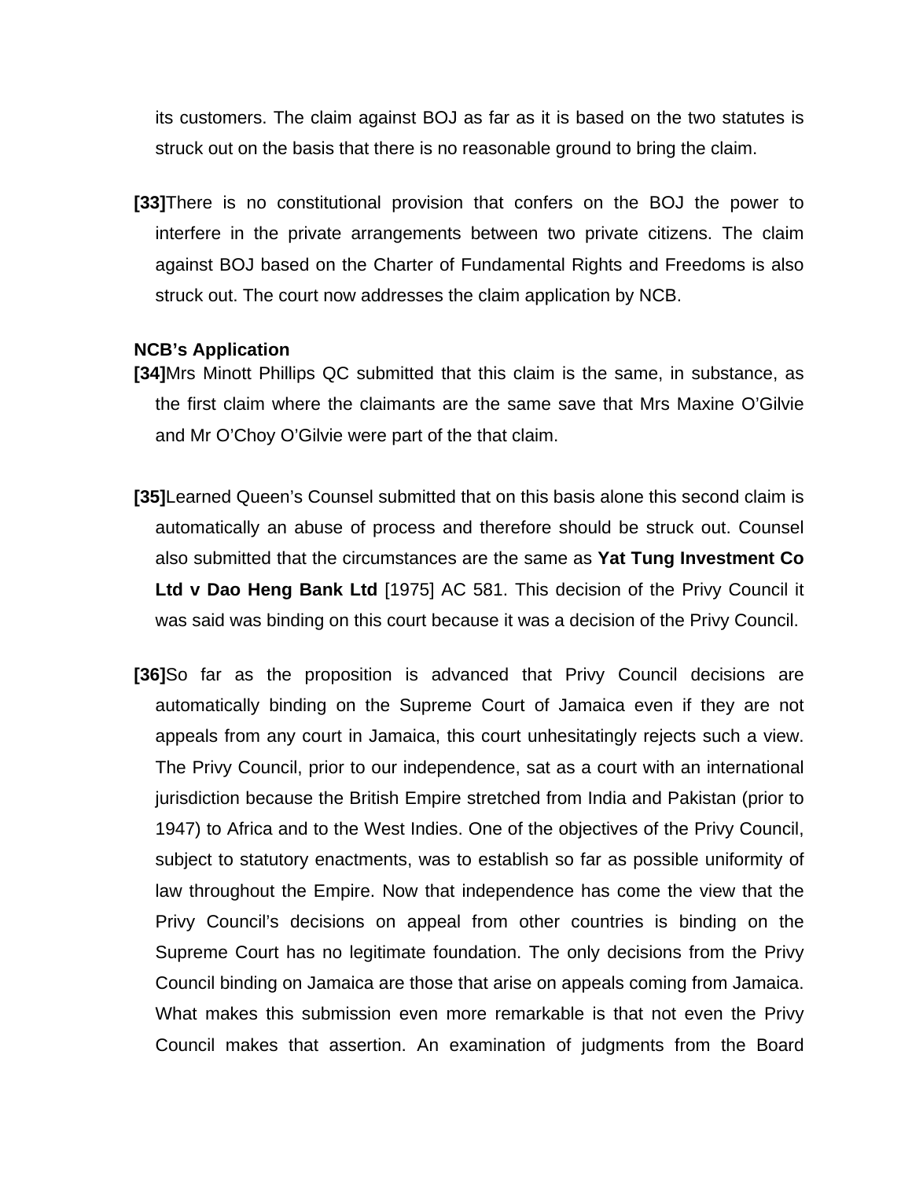its customers. The claim against BOJ as far as it is based on the two statutes is struck out on the basis that there is no reasonable ground to bring the claim.

**[33]**There is no constitutional provision that confers on the BOJ the power to interfere in the private arrangements between two private citizens. The claim against BOJ based on the Charter of Fundamental Rights and Freedoms is also struck out. The court now addresses the claim application by NCB.

**NCB's Application**

**[34]**Mrs Minott Phillips QC submitted that this claim is the same, in substance, as the first claim where the claimants are the same save that Mrs Maxine O'Gilvie and Mr O'Choy O'Gilvie were part of the that claim.

**[35]**Learned Queen's Counsel submitted that on this basis alone this second claim is automatically an abuse of process and therefore should be struck out. Counsel also submitted that the circumstances are the same as **Yat Tung Investment Co Ltd v Dao Heng Bank Ltd** [1975] AC 581. This decision of the Privy Council it was said was binding on this court because it was a decision of the Privy Council.

**[36]**So far as the proposition is advanced that Privy Council decisions are automatically binding on the Supreme Court of Jamaica even if they are not appeals from any court in Jamaica, this court unhesitatingly rejects such a view. The Privy Council, prior to our independence, sat as a court with an international jurisdiction because the British Empire stretched from India and Pakistan (prior to 1947) to Africa and to the West Indies. One of the objectives of the Privy Council, subject to statutory enactments, was to establish so far as possible uniformity of law throughout the Empire. Now that independence has come the view that the Privy Council's decisions on appeal from other countries is binding on the Supreme Court has no legitimate foundation. The only decisions from the Privy Council binding on Jamaica are those that arise on appeals coming from Jamaica. What makes this submission even more remarkable is that not even the Privy Council makes that assertion. An examination of judgments from the Board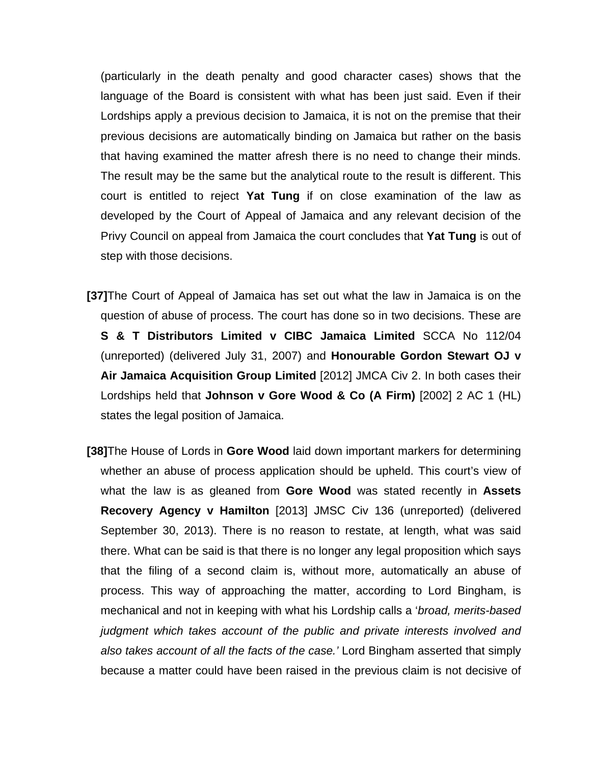(particularly in the death penalty and good character cases) shows that the language of the Board is consistent with what has been just said. Even if their Lordships apply a previous decision to Jamaica, it is not on the premise that their previous decisions are automatically binding on Jamaica but rather on the basis that having examined the matter afresh there is no need to change their minds. The result may be the same but the analytical route to the result is different. This court is entitled to reject **Yat Tung** if on close examination of the law as developed by the Court of Appeal of Jamaica and any relevant decision of the Privy Council on appeal from Jamaica the court concludes that **Yat Tung** is out of step with those decisions.

**[37]**The Court of Appeal of Jamaica has set out what the law in Jamaica is on the question of abuse of process. The court has done so in two decisions. These are **S & T Distributors Limited v CIBC Jamaica Limited** SCCA No 112/04 (unreported) (delivered July 31, 2007) and **Honourable Gordon Stewart OJ v Air Jamaica Acquisition Group Limited** [2012] JMCA Civ 2. In both cases their Lordships held that **Johnson v Gore Wood & Co (A Firm)** [2002] 2 AC 1 (HL) states the legal position of Jamaica.

**[38]**The House of Lords in **Gore Wood** laid down important markers for determining whether an abuse of process application should be upheld. This court's view of what the law is as gleaned from **Gore Wood** was stated recently in **Assets Recovery Agency v Hamilton** [2013] JMSC Civ 136 (unreported) (delivered September 30, 2013). There is no reason to restate, at length, what was said there. What can be said is that there is no longer any legal proposition which says that the filing of a second claim is, without more, automatically an abuse of process. This way of approaching the matter, according to Lord Bingham, is mechanical and not in keeping with what his Lordship calls a '*broad, merits-based judgment which takes account of the public and private interests involved and also takes account of all the facts of the case.'* Lord Bingham asserted that simply because a matter could have been raised in the previous claim is not decisive of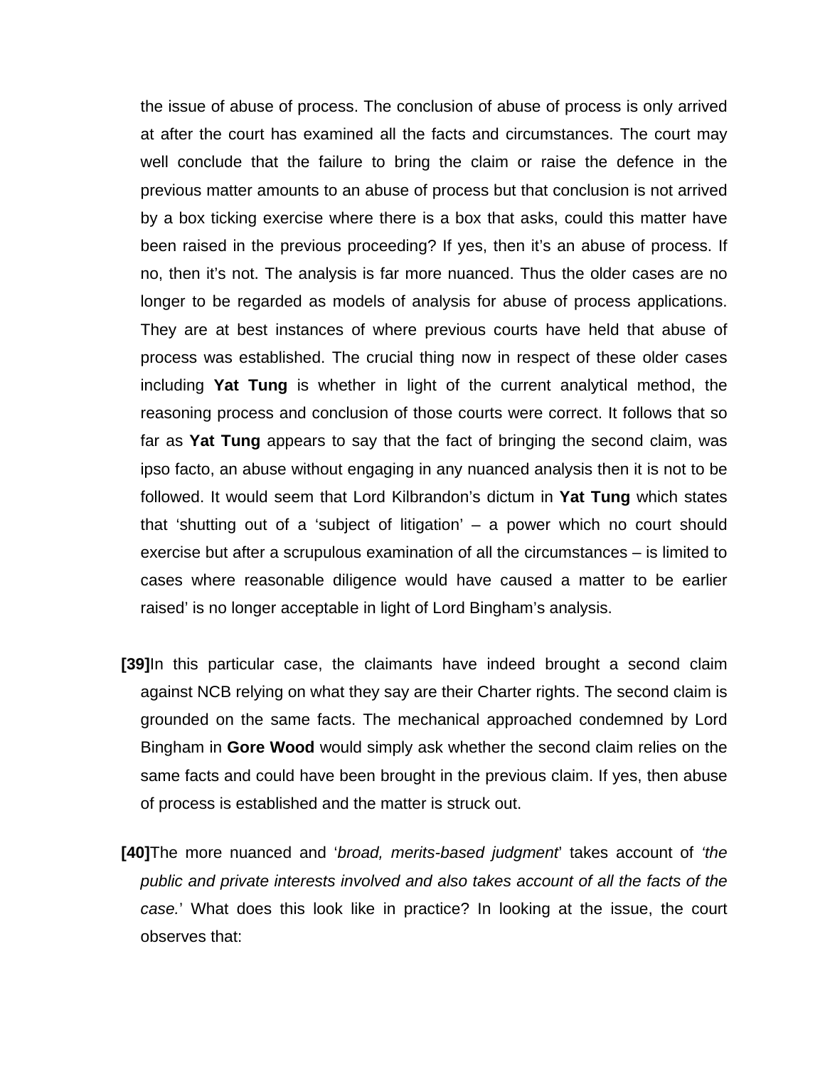the issue of abuse of process. The conclusion of abuse of process is only arrived at after the court has examined all the facts and circumstances. The court may well conclude that the failure to bring the claim or raise the defence in the previous matter amounts to an abuse of process but that conclusion is not arrived by a box ticking exercise where there is a box that asks, could this matter have been raised in the previous proceeding? If yes, then it's an abuse of process. If no, then it's not. The analysis is far more nuanced. Thus the older cases are no longer to be regarded as models of analysis for abuse of process applications. They are at best instances of where previous courts have held that abuse of process was established. The crucial thing now in respect of these older cases including **Yat Tung** is whether in light of the current analytical method, the reasoning process and conclusion of those courts were correct. It follows that so far as **Yat Tung** appears to say that the fact of bringing the second claim, was ipso facto, an abuse without engaging in any nuanced analysis then it is not to be followed. It would seem that Lord Kilbrandon's dictum in **Yat Tung** which states that 'shutting out of a 'subject of litigation' – a power which no court should exercise but after a scrupulous examination of all the circumstances – is limited to cases where reasonable diligence would have caused a matter to be earlier raised' is no longer acceptable in light of Lord Bingham's analysis.

**[39]** In this particular case, the claimants have indeed brought a second claim against NCB relying on what they say are their Charter rights. The second claim is grounded on the same facts. The mechanical approached condemned by Lord Bingham in **Gore Wood** would simply ask whether the second claim relies on the same facts and could have been brought in the previous claim. If yes, then abuse of process is established and the matter is struck out.

**[40]** The more nuanced and '*broad, merits-based judgment*' takes account of '*the public and private interests involved and also takes account of all the facts of the case.*' What does this look like in practice? In looking at the issue, the court observes that: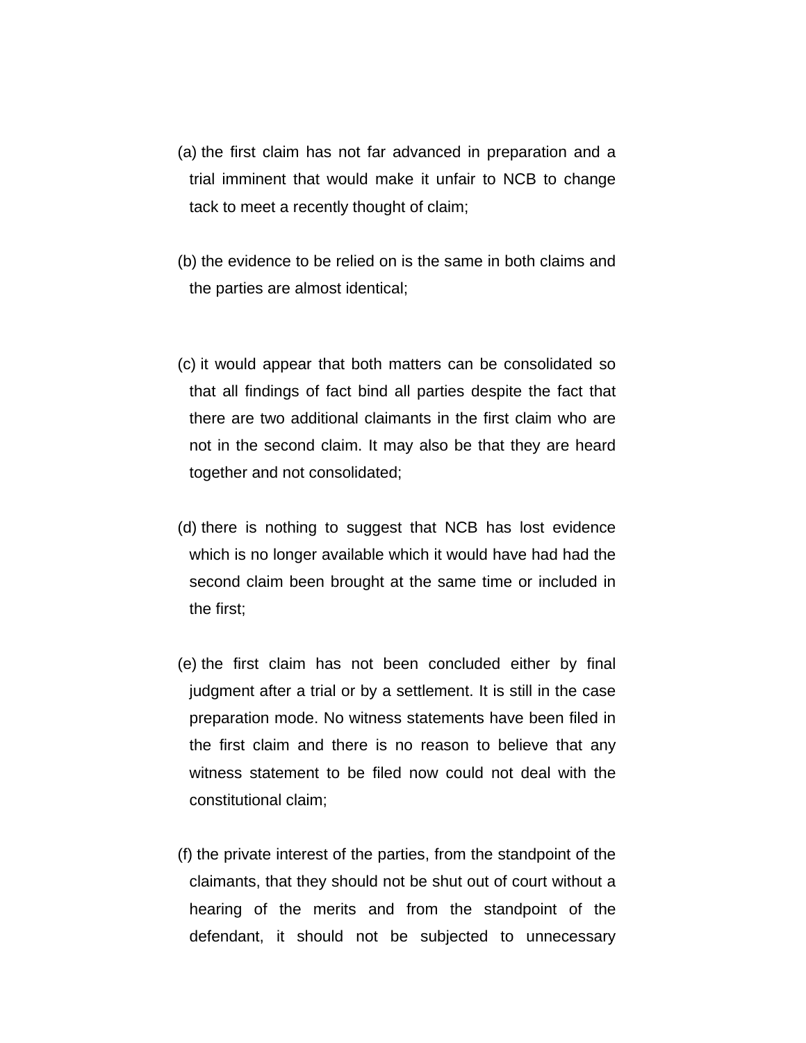(a) the first claim has not far advanced in preparation and a trial imminent that would make it unfair to NCB to change tack to meet a recently thought of claim;

(b) the evidence to be relied on is the same in both claims and the parties are almost identical;

(c) it would appear that both matters can be consolidated so that all findings of fact bind all parties despite the fact that there are two additional claimants in the first claim who are not in the second claim. It may also be that they are heard together and not consolidated;

(d) there is nothing to suggest that NCB has lost evidence which is no longer available which it would have had had the second claim been brought at the same time or included in the first;

(e) the first claim has not been concluded either by final judgment after a trial or by a settlement. It is still in the case preparation mode. No witness statements have been filed in the first claim and there is no reason to believe that any witness statement to be filed now could not deal with the constitutional claim;

(f) the private interest of the parties, from the standpoint of the claimants, that they should not be shut out of court without a hearing of the merits and from the standpoint of the defendant, it should not be subjected to unnecessary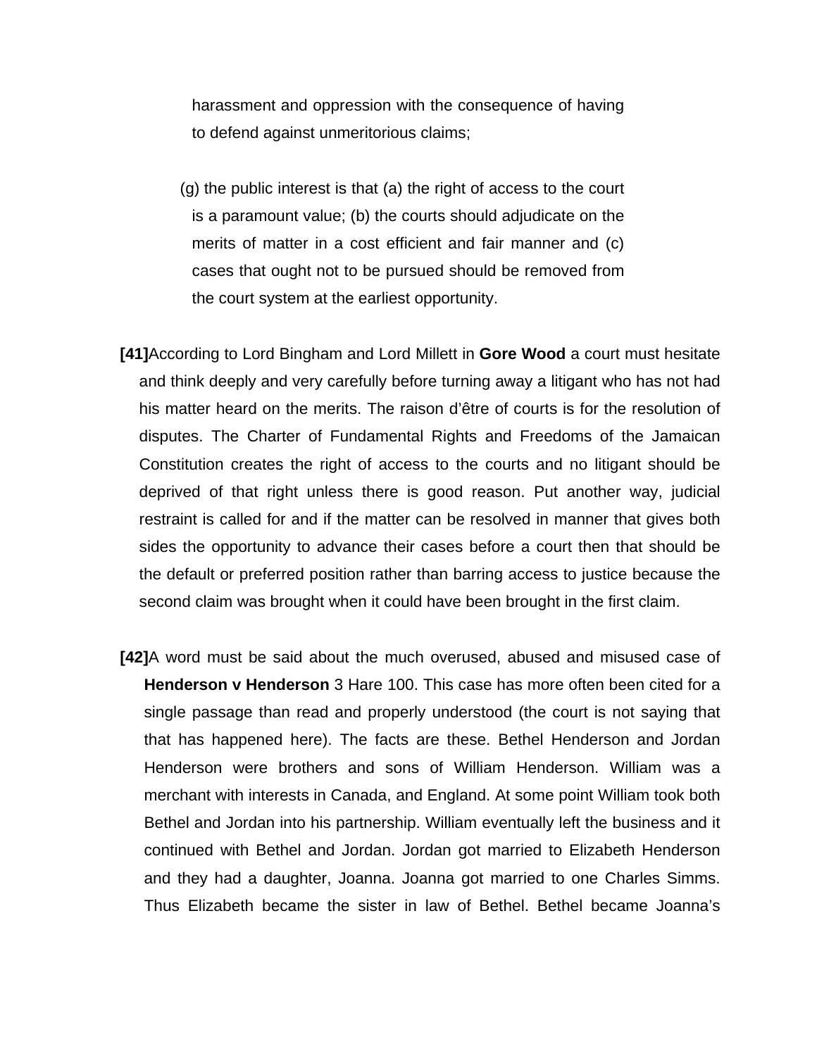harassment and oppression with the consequence of having to defend against unmeritorious claims;

(g) the public interest is that (a) the right of access to the court is a paramount value; (b) the courts should adjudicate on the merits of matter in a cost efficient and fair manner and (c) cases that ought not to be pursued should be removed from the court system at the earliest opportunity.

**[41]**According to Lord Bingham and Lord Millett in **Gore Wood** a court must hesitate and think deeply and very carefully before turning away a litigant who has not had his matter heard on the merits. The raison d'être of courts is for the resolution of disputes. The Charter of Fundamental Rights and Freedoms of the Jamaican Constitution creates the right of access to the courts and no litigant should be deprived of that right unless there is good reason. Put another way, judicial restraint is called for and if the matter can be resolved in manner that gives both sides the opportunity to advance their cases before a court then that should be the default or preferred position rather than barring access to justice because the second claim was brought when it could have been brought in the first claim.

**[42]**A word must be said about the much overused, abused and misused case of **Henderson v Henderson** 3 Hare 100. This case has more often been cited for a single passage than read and properly understood (the court is not saying that that has happened here). The facts are these. Bethel Henderson and Jordan Henderson were brothers and sons of William Henderson. William was a merchant with interests in Canada, and England. At some point William took both Bethel and Jordan into his partnership. William eventually left the business and it continued with Bethel and Jordan. Jordan got married to Elizabeth Henderson and they had a daughter, Joanna. Joanna got married to one Charles Simms. Thus Elizabeth became the sister in law of Bethel. Bethel became Joanna's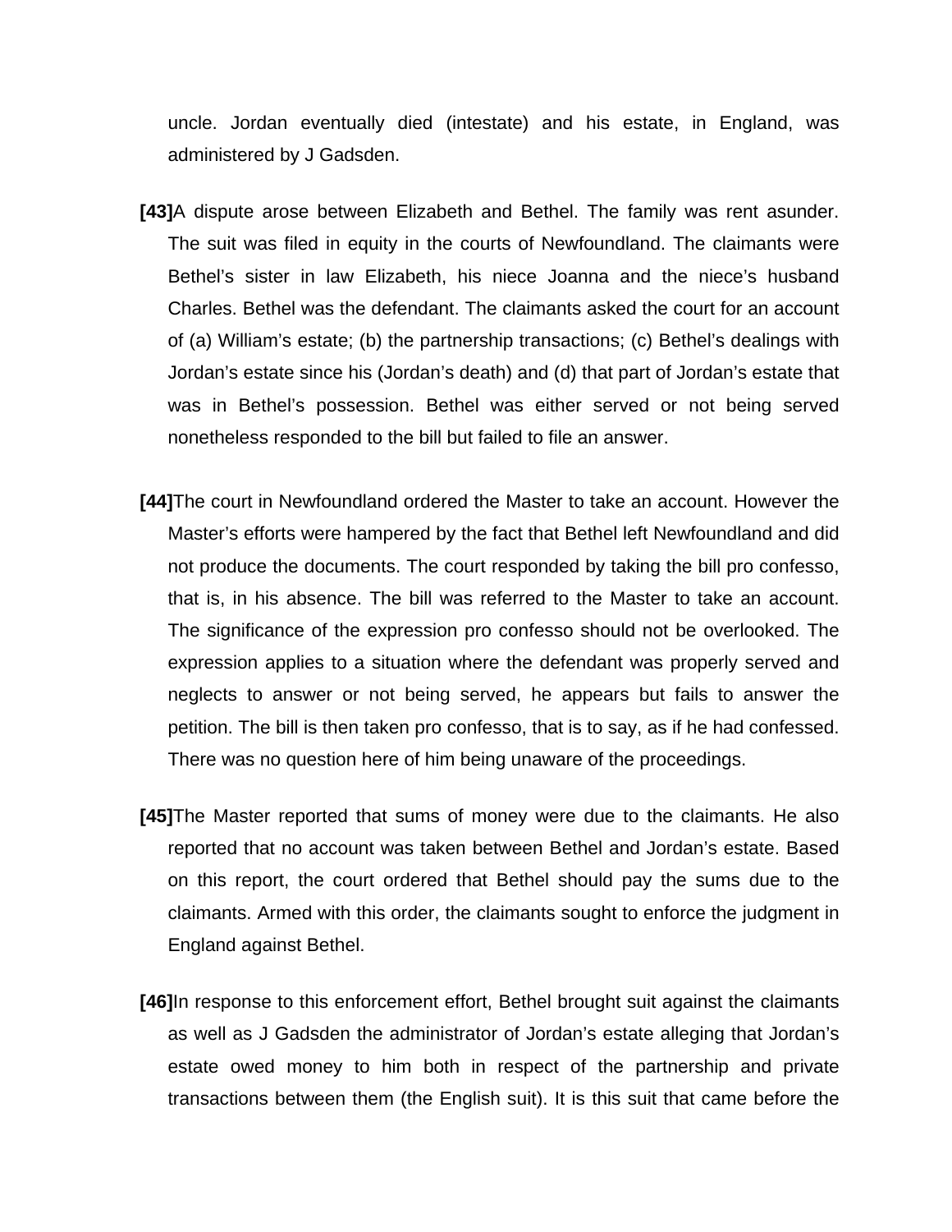uncle. Jordan eventually died (intestate) and his estate, in England, was administered by J Gadsden.

**[43]** A dispute arose between Elizabeth and Bethel. The family was rent asunder. The suit was filed in equity in the courts of Newfoundland. The claimants were Bethel's sister in law Elizabeth, his niece Joanna and the niece's husband Charles. Bethel was the defendant. The claimants asked the court for an account of (a) William's estate; (b) the partnership transactions; (c) Bethel's dealings with Jordan's estate since his (Jordan's death) and (d) that part of Jordan's estate that was in Bethel's possession. Bethel was either served or not being served nonetheless responded to the bill but failed to file an answer.

**[44]** The court in Newfoundland ordered the Master to take an account. However the Master's efforts were hampered by the fact that Bethel left Newfoundland and did not produce the documents. The court responded by taking the bill pro confesso, that is, in his absence. The bill was referred to the Master to take an account. The significance of the expression pro confesso should not be overlooked. The expression applies to a situation where the defendant was properly served and neglects to answer or not being served, he appears but fails to answer the petition. The bill is then taken pro confesso, that is to say, as if he had confessed. There was no question here of him being unaware of the proceedings.

**[45]** The Master reported that sums of money were due to the claimants. He also reported that no account was taken between Bethel and Jordan's estate. Based on this report, the court ordered that Bethel should pay the sums due to the claimants. Armed with this order, the claimants sought to enforce the judgment in England against Bethel.

**[46]** In response to this enforcement effort, Bethel brought suit against the claimants as well as J Gadsden the administrator of Jordan's estate alleging that Jordan's estate owed money to him both in respect of the partnership and private transactions between them (the English suit). It is this suit that came before the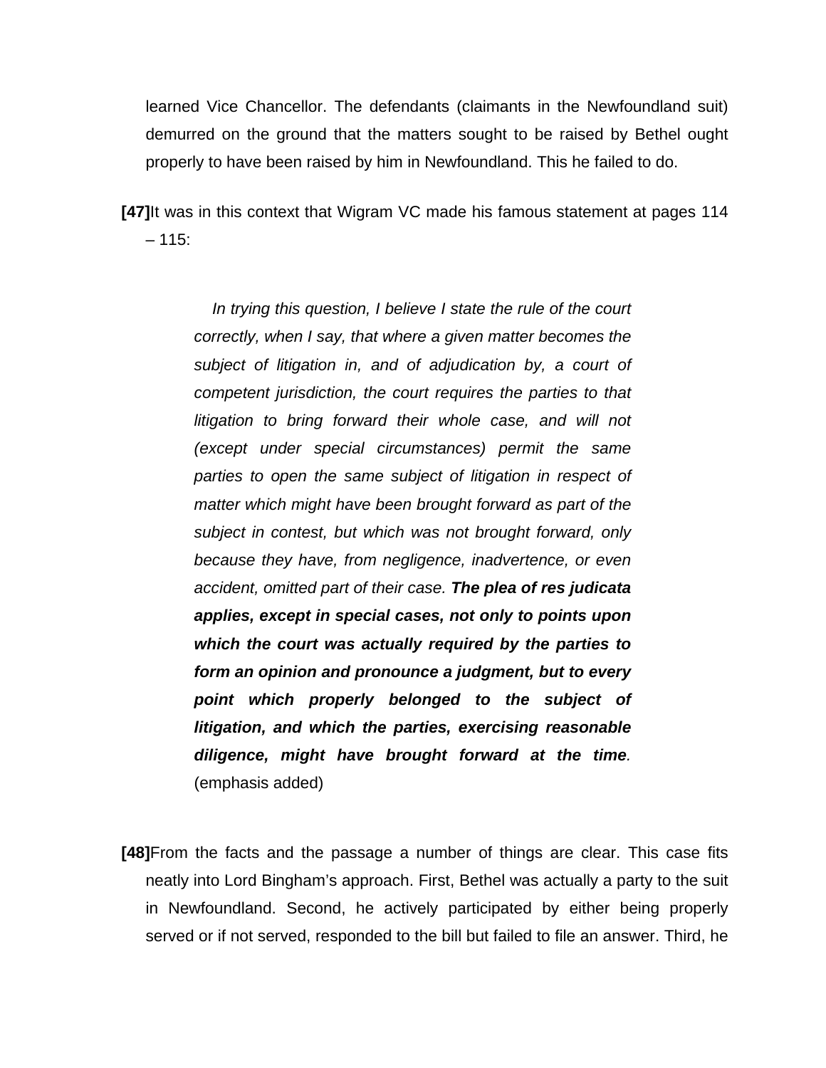learned Vice Chancellor. The defendants (claimants in the Newfoundland suit) demurred on the ground that the matters sought to be raised by Bethel ought properly to have been raised by him in Newfoundland. This he failed to do.

**[47]** It was in this context that Wigram VC made his famous statement at pages 114 – 115:

> *In trying this question, I believe I state the rule of the court correctly, when I say, that where a given matter becomes the subject of litigation in, and of adjudication by, a court of competent jurisdiction, the court requires the parties to that litigation to bring forward their whole case, and will not (except under special circumstances) permit the same parties to open the same subject of litigation in respect of matter which might have been brought forward as part of the subject in contest, but which was not brought forward, only because they have, from negligence, inadvertence, or even accident, omitted part of their case.* ***The plea of res judicata applies, except in special cases, not only to points upon which the court was actually required by the parties to form an opinion and pronounce a judgment, but to every point which properly belonged to the subject of litigation, and which the parties, exercising reasonable diligence, might have brought forward at the time****.* (emphasis added)

**[48]** From the facts and the passage a number of things are clear. This case fits neatly into Lord Bingham's approach. First, Bethel was actually a party to the suit in Newfoundland. Second, he actively participated by either being properly served or if not served, responded to the bill but failed to file an answer. Third, he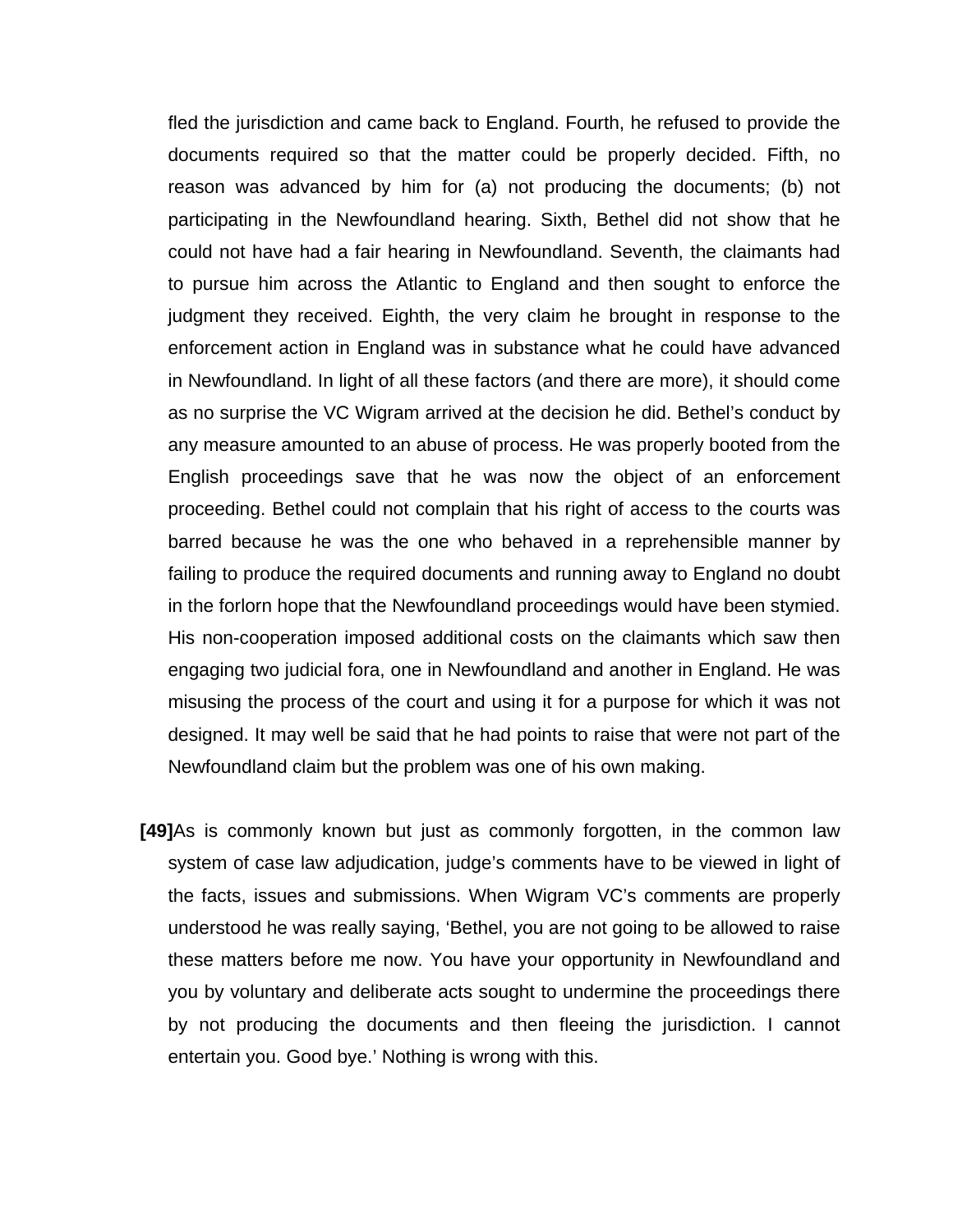fled the jurisdiction and came back to England. Fourth, he refused to provide the documents required so that the matter could be properly decided. Fifth, no reason was advanced by him for (a) not producing the documents; (b) not participating in the Newfoundland hearing. Sixth, Bethel did not show that he could not have had a fair hearing in Newfoundland. Seventh, the claimants had to pursue him across the Atlantic to England and then sought to enforce the judgment they received. Eighth, the very claim he brought in response to the enforcement action in England was in substance what he could have advanced in Newfoundland. In light of all these factors (and there are more), it should come as no surprise the VC Wigram arrived at the decision he did. Bethel's conduct by any measure amounted to an abuse of process. He was properly booted from the English proceedings save that he was now the object of an enforcement proceeding. Bethel could not complain that his right of access to the courts was barred because he was the one who behaved in a reprehensible manner by failing to produce the required documents and running away to England no doubt in the forlorn hope that the Newfoundland proceedings would have been stymied. His non-cooperation imposed additional costs on the claimants which saw then engaging two judicial fora, one in Newfoundland and another in England. He was misusing the process of the court and using it for a purpose for which it was not designed. It may well be said that he had points to raise that were not part of the Newfoundland claim but the problem was one of his own making.

**[49]** As is commonly known but just as commonly forgotten, in the common law system of case law adjudication, judge's comments have to be viewed in light of the facts, issues and submissions. When Wigram VC's comments are properly understood he was really saying, 'Bethel, you are not going to be allowed to raise these matters before me now. You have your opportunity in Newfoundland and you by voluntary and deliberate acts sought to undermine the proceedings there by not producing the documents and then fleeing the jurisdiction. I cannot entertain you. Good bye.' Nothing is wrong with this.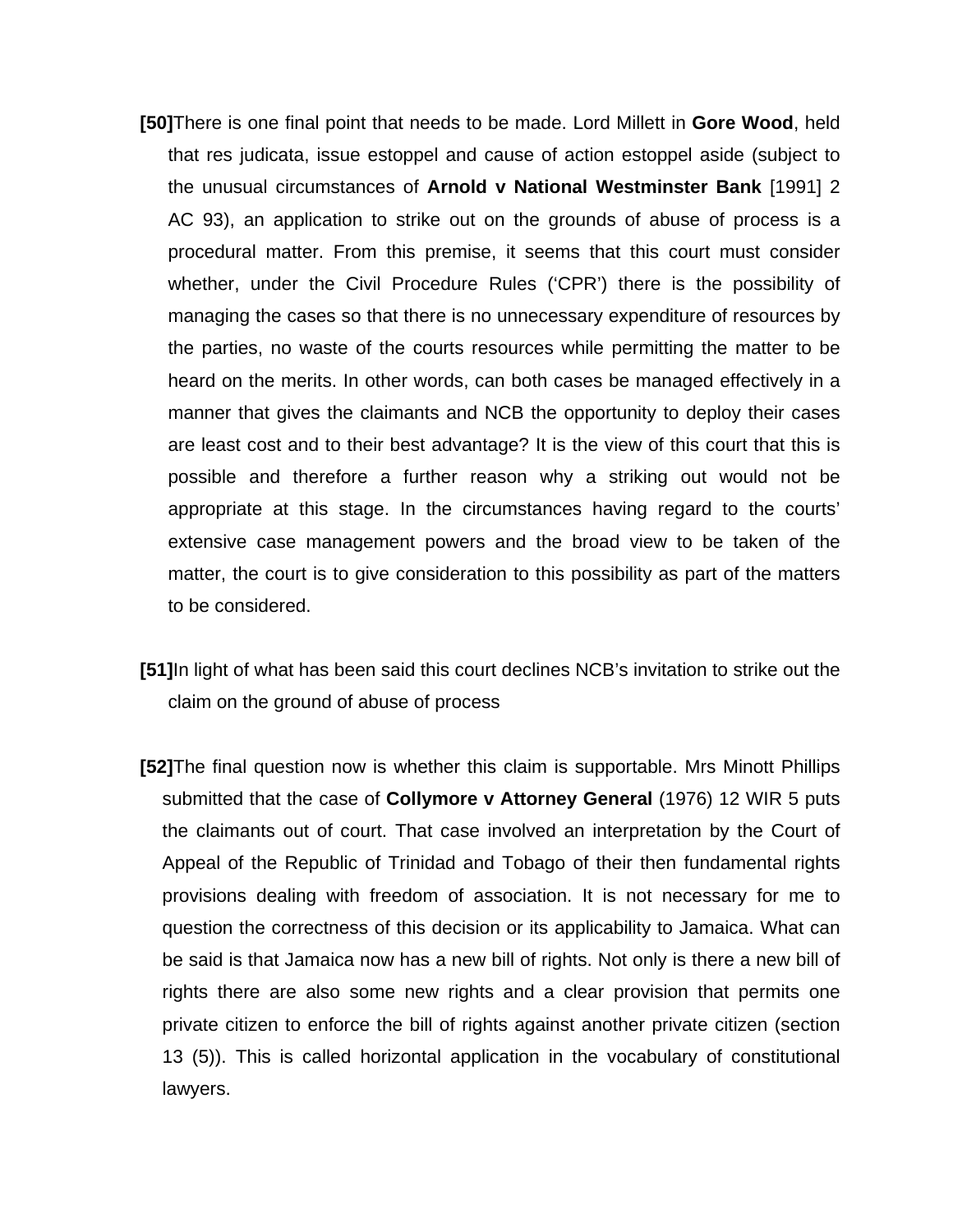**[50]** There is one final point that needs to be made. Lord Millett in **Gore Wood**, held that res judicata, issue estoppel and cause of action estoppel aside (subject to the unusual circumstances of **Arnold v National Westminster Bank** [1991] 2 AC 93), an application to strike out on the grounds of abuse of process is a procedural matter. From this premise, it seems that this court must consider whether, under the Civil Procedure Rules ('CPR') there is the possibility of managing the cases so that there is no unnecessary expenditure of resources by the parties, no waste of the courts resources while permitting the matter to be heard on the merits. In other words, can both cases be managed effectively in a manner that gives the claimants and NCB the opportunity to deploy their cases are least cost and to their best advantage? It is the view of this court that this is possible and therefore a further reason why a striking out would not be appropriate at this stage. In the circumstances having regard to the courts' extensive case management powers and the broad view to be taken of the matter, the court is to give consideration to this possibility as part of the matters to be considered.

**[51]** In light of what has been said this court declines NCB's invitation to strike out the claim on the ground of abuse of process

**[52]** The final question now is whether this claim is supportable. Mrs Minott Phillips submitted that the case of **Collymore v Attorney General** (1976) 12 WIR 5 puts the claimants out of court. That case involved an interpretation by the Court of Appeal of the Republic of Trinidad and Tobago of their then fundamental rights provisions dealing with freedom of association. It is not necessary for me to question the correctness of this decision or its applicability to Jamaica. What can be said is that Jamaica now has a new bill of rights. Not only is there a new bill of rights there are also some new rights and a clear provision that permits one private citizen to enforce the bill of rights against another private citizen (section 13 (5)). This is called horizontal application in the vocabulary of constitutional lawyers.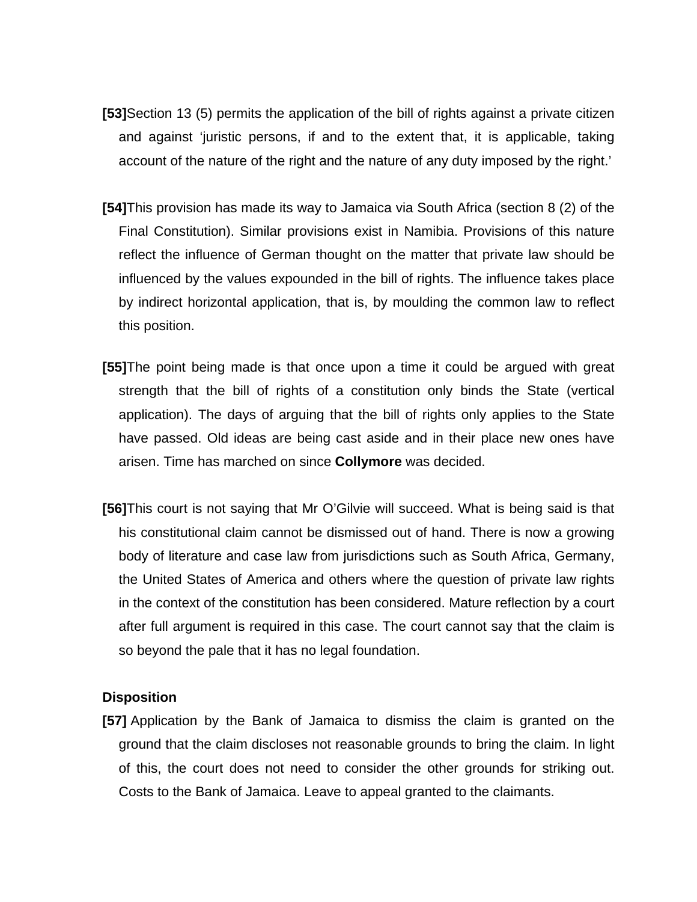**[53]** Section 13 (5) permits the application of the bill of rights against a private citizen and against 'juristic persons, if and to the extent that, it is applicable, taking account of the nature of the right and the nature of any duty imposed by the right.'

**[54]** This provision has made its way to Jamaica via South Africa (section 8 (2) of the Final Constitution). Similar provisions exist in Namibia. Provisions of this nature reflect the influence of German thought on the matter that private law should be influenced by the values expounded in the bill of rights. The influence takes place by indirect horizontal application, that is, by moulding the common law to reflect this position.

**[55]** The point being made is that once upon a time it could be argued with great strength that the bill of rights of a constitution only binds the State (vertical application). The days of arguing that the bill of rights only applies to the State have passed. Old ideas are being cast aside and in their place new ones have arisen. Time has marched on since **Collymore** was decided.

**[56]** This court is not saying that Mr O'Gilvie will succeed. What is being said is that his constitutional claim cannot be dismissed out of hand. There is now a growing body of literature and case law from jurisdictions such as South Africa, Germany, the United States of America and others where the question of private law rights in the context of the constitution has been considered. Mature reflection by a court after full argument is required in this case. The court cannot say that the claim is so beyond the pale that it has no legal foundation.

**Disposition**

**[57]** Application by the Bank of Jamaica to dismiss the claim is granted on the ground that the claim discloses not reasonable grounds to bring the claim. In light of this, the court does not need to consider the other grounds for striking out. Costs to the Bank of Jamaica. Leave to appeal granted to the claimants.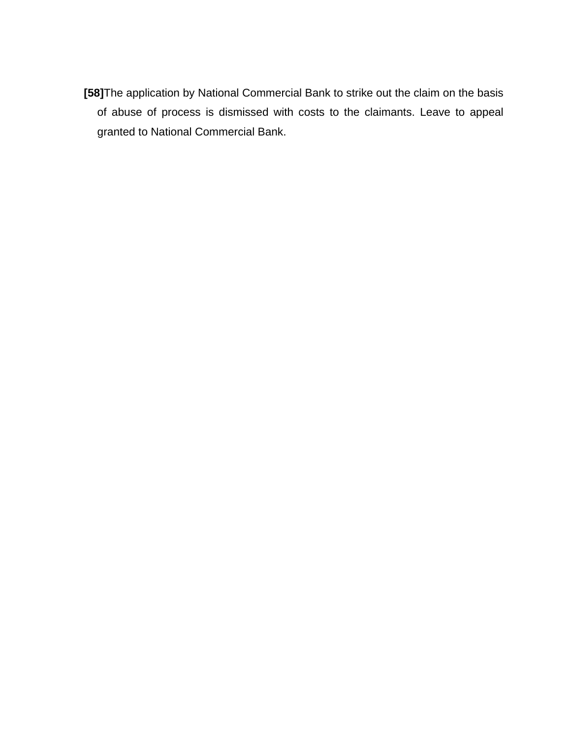**[58]**The application by National Commercial Bank to strike out the claim on the basis of abuse of process is dismissed with costs to the claimants. Leave to appeal granted to National Commercial Bank.